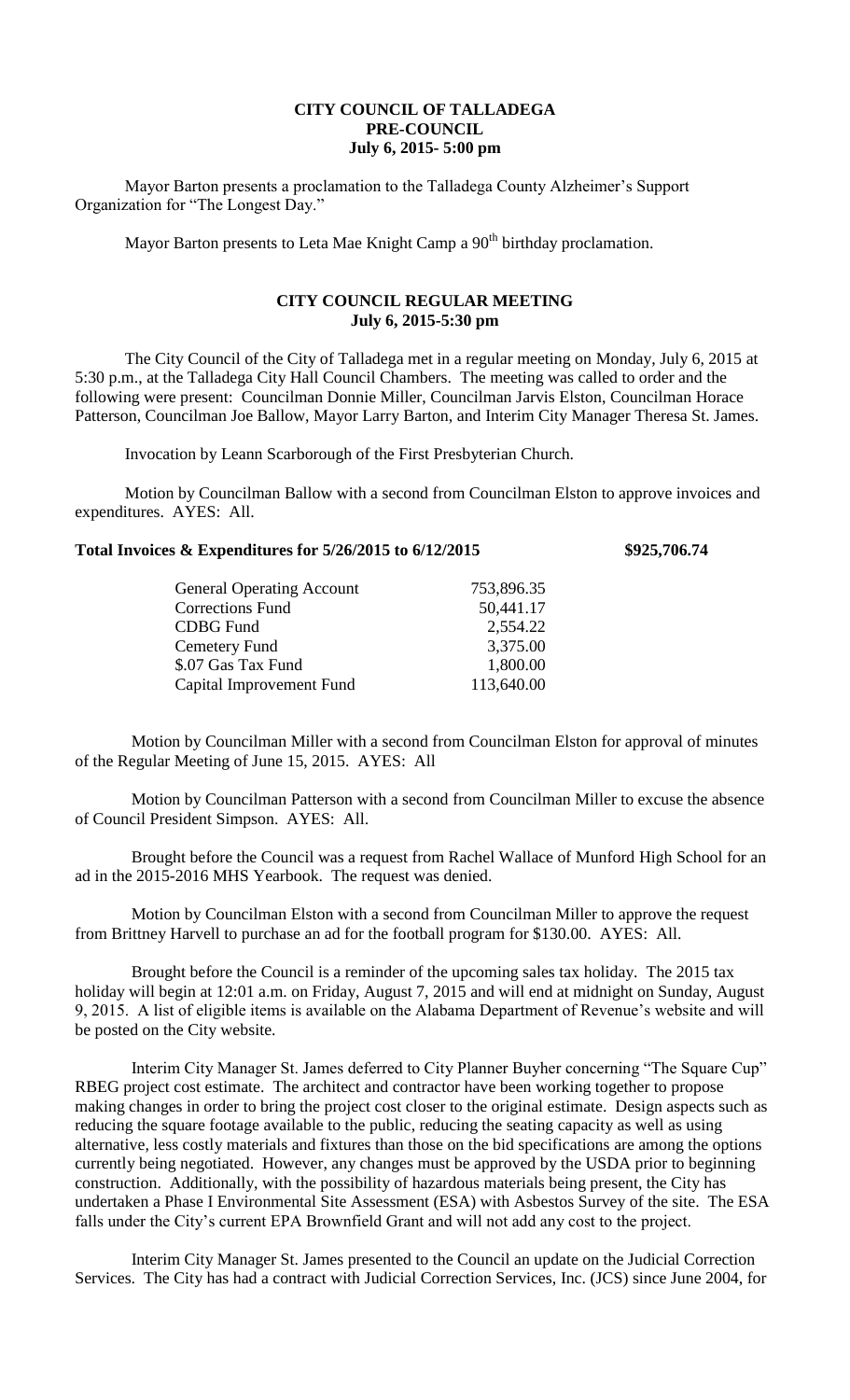# CITY COUNCIL OF TALLADEGA
## PRE-COUNCIL
### July 6, 2015- 5:00 pm

Mayor Barton presents a proclamation to the Talladega County Alzheimer's Support Organization for "The Longest Day."

Mayor Barton presents to Leta Mae Knight Camp a $90^{th}$ birthday proclamation.

## CITY COUNCIL REGULAR MEETING
### July 6, 2015-5:30 pm

The City Council of the City of Talladega met in a regular meeting on Monday, July 6, 2015 at 5:30 p.m., at the Talladega City Hall Council Chambers. The meeting was called to order and the following were present: Councilman Donnie Miller, Councilman Jarvis Elston, Councilman Horace Patterson, Councilman Joe Ballow, Mayor Larry Barton, and Interim City Manager Theresa St. James.

Invocation by Leann Scarborough of the First Presbyterian Church.

Motion by Councilman Ballow with a second from Councilman Elston to approve invoices and expenditures. AYES: All.

**Total Invoices & Expenditures for 5/26/2015 to 6/12/2015 $925,706.74**

| | |
|---|---|
| General Operating Account | 753,896.35 |
| Corrections Fund | 50,441.17 |
| CDBG Fund | 2,554.22 |
| Cemetery Fund | 3,375.00 |
| \$.07 Gas Tax Fund | 1,800.00 |
| Capital Improvement Fund | 113,640.00 |

Motion by Councilman Miller with a second from Councilman Elston for approval of minutes of the Regular Meeting of June 15, 2015. AYES: All

Motion by Councilman Patterson with a second from Councilman Miller to excuse the absence of Council President Simpson. AYES: All.

Brought before the Council was a request from Rachel Wallace of Munford High School for an ad in the 2015-2016 MHS Yearbook. The request was denied.

Motion by Councilman Elston with a second from Councilman Miller to approve the request from Brittney Harvell to purchase an ad for the football program for $130.00. AYES: All.

Brought before the Council is a reminder of the upcoming sales tax holiday. The 2015 tax holiday will begin at 12:01 a.m. on Friday, August 7, 2015 and will end at midnight on Sunday, August 9, 2015. A list of eligible items is available on the Alabama Department of Revenue's website and will be posted on the City website.

Interim City Manager St. James deferred to City Planner Buyher concerning "The Square Cup" RBEG project cost estimate. The architect and contractor have been working together to propose making changes in order to bring the project cost closer to the original estimate. Design aspects such as reducing the square footage available to the public, reducing the seating capacity as well as using alternative, less costly materials and fixtures than those on the bid specifications are among the options currently being negotiated. However, any changes must be approved by the USDA prior to beginning construction. Additionally, with the possibility of hazardous materials being present, the City has undertaken a Phase I Environmental Site Assessment (ESA) with Asbestos Survey of the site. The ESA falls under the City's current EPA Brownfield Grant and will not add any cost to the project.

Interim City Manager St. James presented to the Council an update on the Judicial Correction Services. The City has had a contract with Judicial Correction Services, Inc. (JCS) since June 2004, for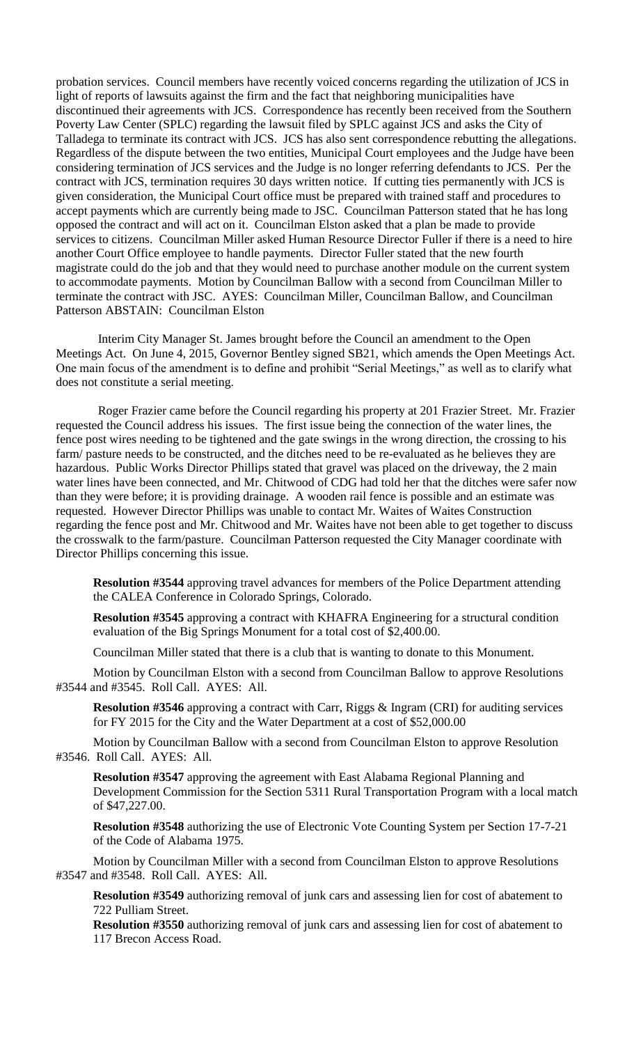probation services. Council members have recently voiced concerns regarding the utilization of JCS in light of reports of lawsuits against the firm and the fact that neighboring municipalities have discontinued their agreements with JCS. Correspondence has recently been received from the Southern Poverty Law Center (SPLC) regarding the lawsuit filed by SPLC against JCS and asks the City of Talladega to terminate its contract with JCS. JCS has also sent correspondence rebutting the allegations. Regardless of the dispute between the two entities, Municipal Court employees and the Judge have been considering termination of JCS services and the Judge is no longer referring defendants to JCS. Per the contract with JCS, termination requires 30 days written notice. If cutting ties permanently with JCS is given consideration, the Municipal Court office must be prepared with trained staff and procedures to accept payments which are currently being made to JSC. Councilman Patterson stated that he has long opposed the contract and will act on it. Councilman Elston asked that a plan be made to provide services to citizens. Councilman Miller asked Human Resource Director Fuller if there is a need to hire another Court Office employee to handle payments. Director Fuller stated that the new fourth magistrate could do the job and that they would need to purchase another module on the current system to accommodate payments. Motion by Councilman Ballow with a second from Councilman Miller to terminate the contract with JSC. AYES: Councilman Miller, Councilman Ballow, and Councilman Patterson ABSTAIN: Councilman Elston

Interim City Manager St. James brought before the Council an amendment to the Open Meetings Act. On June 4, 2015, Governor Bentley signed SB21, which amends the Open Meetings Act. One main focus of the amendment is to define and prohibit "Serial Meetings," as well as to clarify what does not constitute a serial meeting.

Roger Frazier came before the Council regarding his property at 201 Frazier Street. Mr. Frazier requested the Council address his issues. The first issue being the connection of the water lines, the fence post wires needing to be tightened and the gate swings in the wrong direction, the crossing to his farm/ pasture needs to be constructed, and the ditches need to be re-evaluated as he believes they are hazardous. Public Works Director Phillips stated that gravel was placed on the driveway, the 2 main water lines have been connected, and Mr. Chitwood of CDG had told her that the ditches were safer now than they were before; it is providing drainage. A wooden rail fence is possible and an estimate was requested. However Director Phillips was unable to contact Mr. Waites of Waites Construction regarding the fence post and Mr. Chitwood and Mr. Waites have not been able to get together to discuss the crosswalk to the farm/pasture. Councilman Patterson requested the City Manager coordinate with Director Phillips concerning this issue.

**Resolution #3544** approving travel advances for members of the Police Department attending the CALEA Conference in Colorado Springs, Colorado.

**Resolution #3545** approving a contract with KHAFRA Engineering for a structural condition evaluation of the Big Springs Monument for a total cost of $2,400.00.

Councilman Miller stated that there is a club that is wanting to donate to this Monument.

Motion by Councilman Elston with a second from Councilman Ballow to approve Resolutions #3544 and #3545. Roll Call. AYES: All.

**Resolution #3546** approving a contract with Carr, Riggs & Ingram (CRI) for auditing services for FY 2015 for the City and the Water Department at a cost of $52,000.00

Motion by Councilman Ballow with a second from Councilman Elston to approve Resolution #3546. Roll Call. AYES: All.

**Resolution #3547** approving the agreement with East Alabama Regional Planning and Development Commission for the Section 5311 Rural Transportation Program with a local match of $47,227.00.

**Resolution #3548** authorizing the use of Electronic Vote Counting System per Section 17-7-21 of the Code of Alabama 1975.

Motion by Councilman Miller with a second from Councilman Elston to approve Resolutions #3547 and #3548. Roll Call. AYES: All.

**Resolution #3549** authorizing removal of junk cars and assessing lien for cost of abatement to 722 Pulliam Street.

**Resolution #3550** authorizing removal of junk cars and assessing lien for cost of abatement to 117 Brecon Access Road.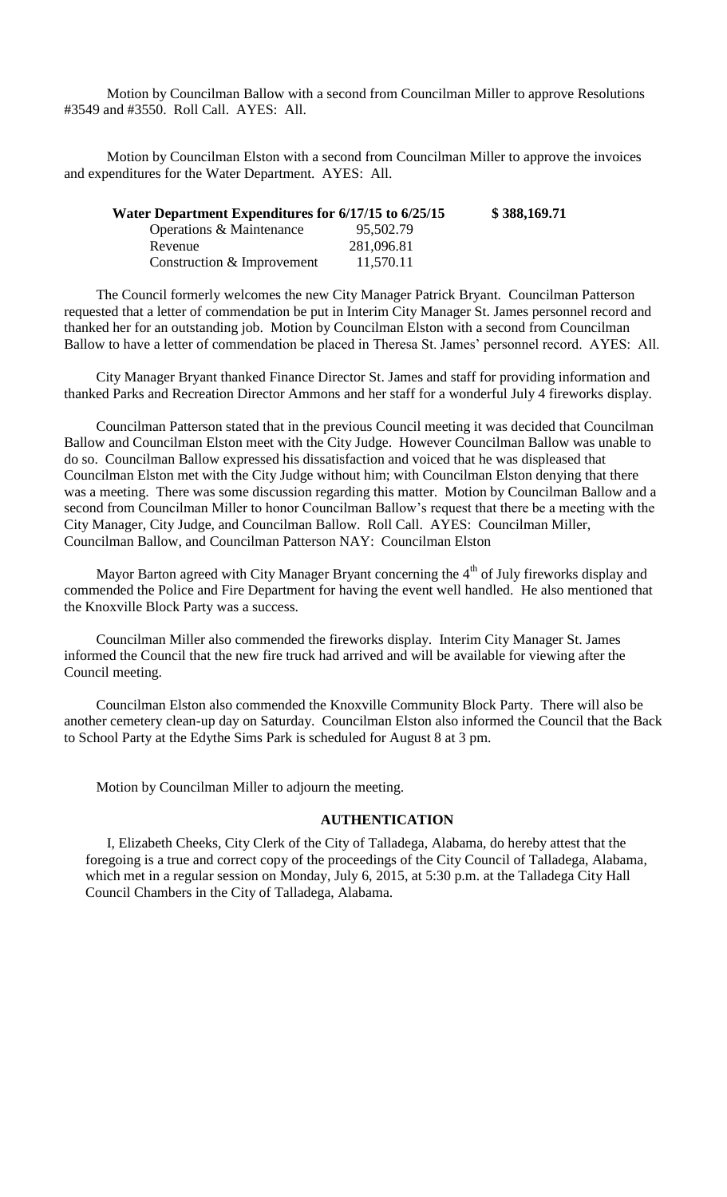Motion by Councilman Ballow with a second from Councilman Miller to approve Resolutions #3549 and #3550. Roll Call. AYES: All.

Motion by Councilman Elston with a second from Councilman Miller to approve the invoices and expenditures for the Water Department. AYES: All.

| | | |
|---|---|---|
| **Water Department Expenditures for 6/17/15 to 6/25/15** | | **$ 388,169.71** |
| Operations & Maintenance | 95,502.79 | |
| Revenue | 281,096.81 | |
| Construction & Improvement | 11,570.11 | |

The Council formerly welcomes the new City Manager Patrick Bryant. Councilman Patterson requested that a letter of commendation be put in Interim City Manager St. James personnel record and thanked her for an outstanding job. Motion by Councilman Elston with a second from Councilman Ballow to have a letter of commendation be placed in Theresa St. James' personnel record. AYES: All.

City Manager Bryant thanked Finance Director St. James and staff for providing information and thanked Parks and Recreation Director Ammons and her staff for a wonderful July 4 fireworks display.

Councilman Patterson stated that in the previous Council meeting it was decided that Councilman Ballow and Councilman Elston meet with the City Judge. However Councilman Ballow was unable to do so. Councilman Ballow expressed his dissatisfaction and voiced that he was displeased that Councilman Elston met with the City Judge without him; with Councilman Elston denying that there was a meeting. There was some discussion regarding this matter. Motion by Councilman Ballow and a second from Councilman Miller to honor Councilman Ballow's request that there be a meeting with the City Manager, City Judge, and Councilman Ballow. Roll Call. AYES: Councilman Miller, Councilman Ballow, and Councilman Patterson NAY: Councilman Elston

Mayor Barton agreed with City Manager Bryant concerning the 4th of July fireworks display and commended the Police and Fire Department for having the event well handled. He also mentioned that the Knoxville Block Party was a success.

Councilman Miller also commended the fireworks display. Interim City Manager St. James informed the Council that the new fire truck had arrived and will be available for viewing after the Council meeting.

Councilman Elston also commended the Knoxville Community Block Party. There will also be another cemetery clean-up day on Saturday. Councilman Elston also informed the Council that the Back to School Party at the Edythe Sims Park is scheduled for August 8 at 3 pm.

Motion by Councilman Miller to adjourn the meeting.

## AUTHENTICATION

I, Elizabeth Cheeks, City Clerk of the City of Talladega, Alabama, do hereby attest that the foregoing is a true and correct copy of the proceedings of the City Council of Talladega, Alabama, which met in a regular session on Monday, July 6, 2015, at 5:30 p.m. at the Talladega City Hall Council Chambers in the City of Talladega, Alabama.